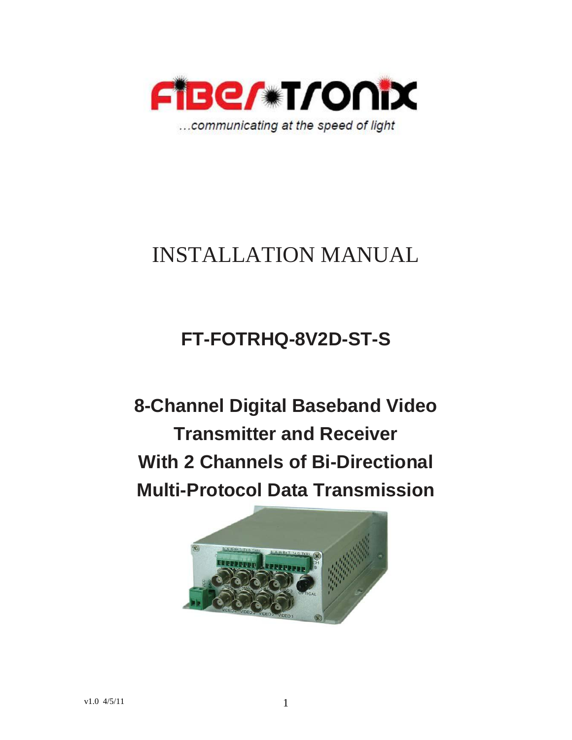...communicating at the speed of light

# INSTALLATION MANUAL

## FT-FOTRHQ-8V2D-ST-S

## 8-Channel Digital Baseband Video Transmitter and Receiver With 2 Channels of Bi-Directional Multi-Protocol Data Transmission

v1.0 4/5/11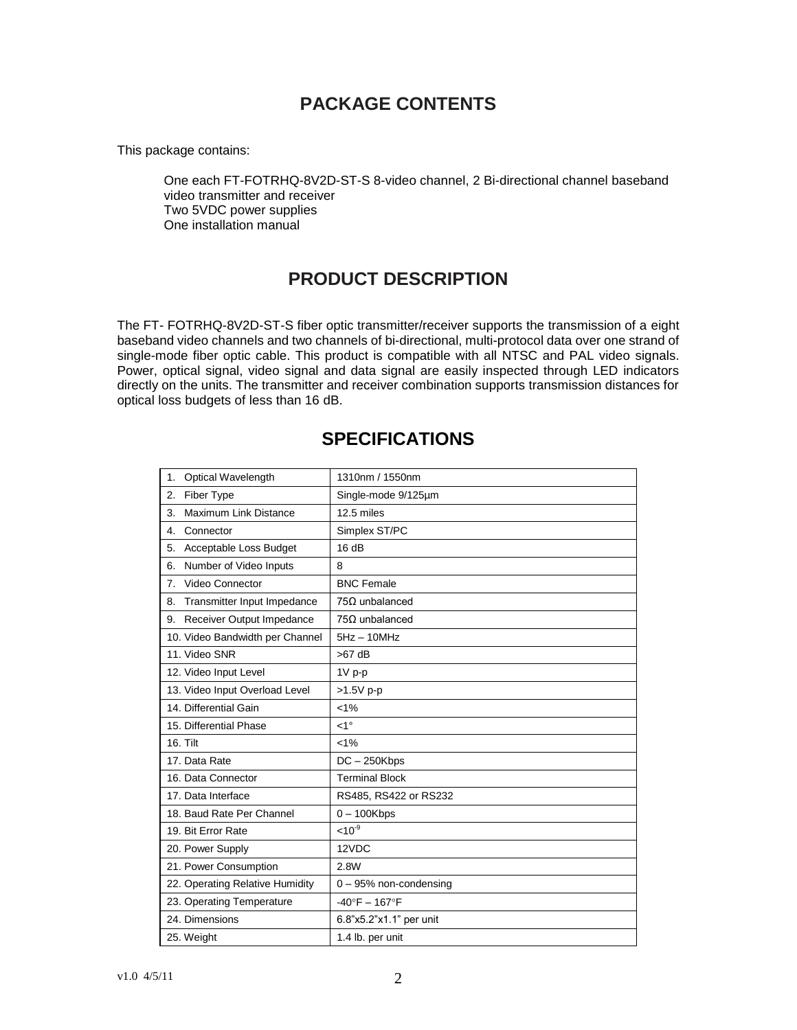## PACKAGE CONTENTS

This package contains:

One each FT-FOTRHQ-8V2D-ST-S 8-video channel, 2 Bi-directional channel baseband video transmitter and receiver
Two 5VDC power supplies
One installation manual

## PRODUCT DESCRIPTION

The FT- FOTRHQ-8V2D-ST-S fiber optic transmitter/receiver supports the transmission of a eight baseband video channels and two channels of bi-directional, multi-protocol data over one strand of single-mode fiber optic cable. This product is compatible with all NTSC and PAL video signals. Power, optical signal, video signal and data signal are easily inspected through LED indicators directly on the units. The transmitter and receiver combination supports transmission distances for optical loss budgets of less than 16 dB.

## SPECIFICATIONS

| | |
|---|---|
| 1. Optical Wavelength | 1310nm / 1550nm |
| 2. Fiber Type | Single-mode 9/125µm |
| 3. Maximum Link Distance | 12.5 miles |
| 4. Connector | Simplex ST/PC |
| 5. Acceptable Loss Budget | 16 dB |
| 6. Number of Video Inputs | 8 |
| 7. Video Connector | BNC Female |
| 8. Transmitter Input Impedance | 75Ω unbalanced |
| 9. Receiver Output Impedance | 75Ω unbalanced |
| 10. Video Bandwidth per Channel | 5Hz – 10MHz |
| 11. Video SNR | >67 dB |
| 12. Video Input Level | 1V p-p |
| 13. Video Input Overload Level | >1.5V p-p |
| 14. Differential Gain | <1% |
| 15. Differential Phase | <1° |
| 16. Tilt | <1% |
| 17. Data Rate | DC – 250Kbps |
| 16. Data Connector | Terminal Block |
| 17. Data Interface | RS485, RS422 or RS232 |
| 18. Baud Rate Per Channel | 0 – 100Kbps |
| 19. Bit Error Rate | $<10^{-9}$ |
| 20. Power Supply | 12VDC |
| 21. Power Consumption | 2.8W |
| 22. Operating Relative Humidity | 0 – 95% non-condensing |
| 23. Operating Temperature | -40°F – 167°F |
| 24. Dimensions | 6.8"x5.2"x1.1" per unit |
| 25. Weight | 1.4 lb. per unit |

v1.0 4/5/11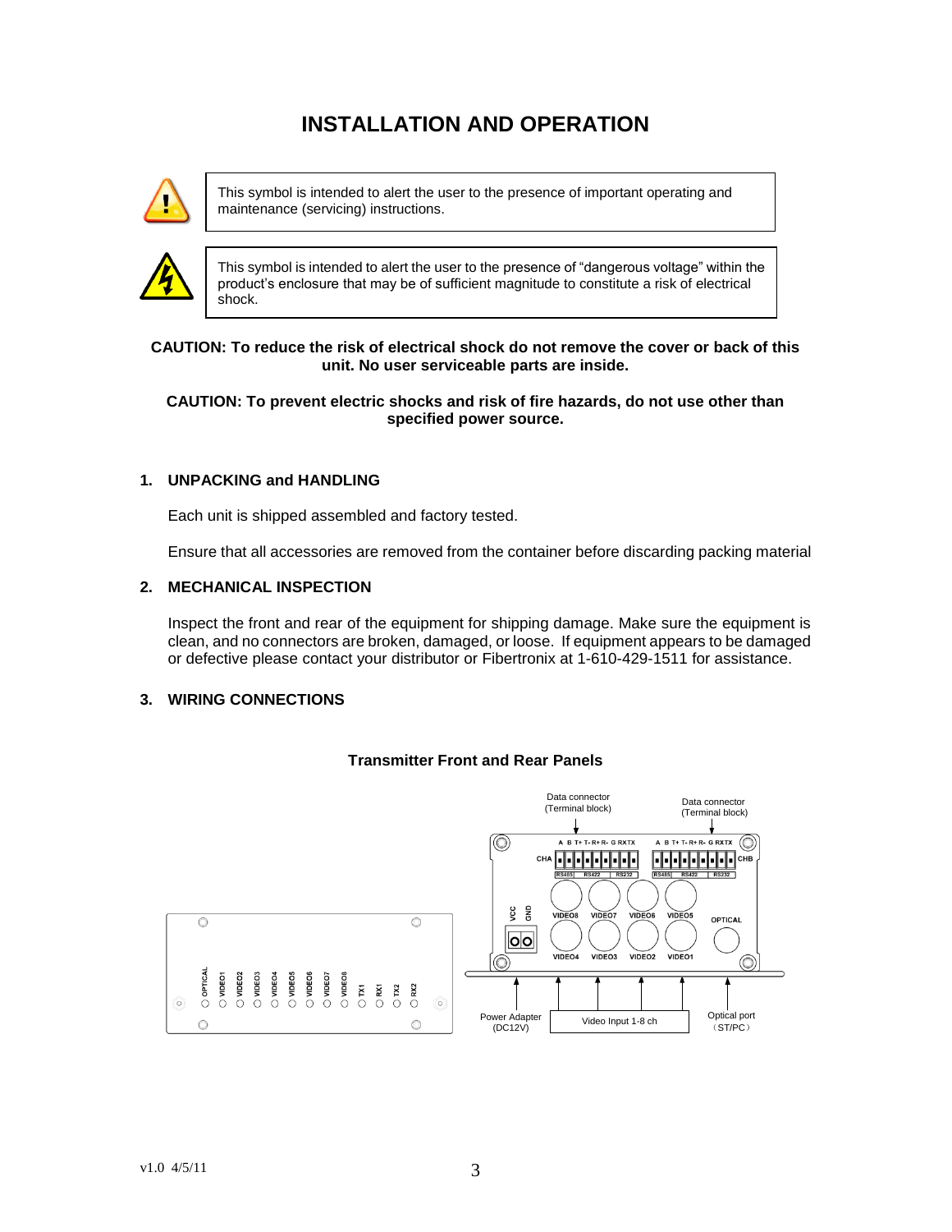# INSTALLATION AND OPERATION

| | |
|---|---|
| ⚠ | This symbol is intended to alert the user to the presence of important operating and maintenance (servicing) instructions. |
| ⚡ | This symbol is intended to alert the user to the presence of "dangerous voltage" within the product's enclosure that may be of sufficient magnitude to constitute a risk of electrical shock. |

**CAUTION: To reduce the risk of electrical shock do not remove the cover or back of this unit. No user serviceable parts are inside.**

**CAUTION: To prevent electric shocks and risk of fire hazards, do not use other than specified power source.**

## 1. UNPACKING and HANDLING

Each unit is shipped assembled and factory tested.

Ensure that all accessories are removed from the container before discarding packing material

## 2. MECHANICAL INSPECTION

Inspect the front and rear of the equipment for shipping damage. Make sure the equipment is clean, and no connectors are broken, damaged, or loose. If equipment appears to be damaged or defective please contact your distributor or Fibertronix at 1-610-429-1511 for assistance.

## 3. WIRING CONNECTIONS

**Transmitter Front and Rear Panels**

Front panel: OPTICAL, VIDEO1, VIDEO2, VIDEO3, VIDEO4, VIDEO5, VIDEO6, VIDEO7, VIDEO8, TX1, RX1, TX2, RX2

Rear panel: Data connector (Terminal block) CHA — A B T+ T- R+ R- G RX TX (RS485, RS422, RS232); Data connector (Terminal block) CHB — A B T+ T- R+ R- G RX TX (RS485, RS422, RS232); VCC, GND; VIDEO8, VIDEO7, VIDEO6, VIDEO5, VIDEO4, VIDEO3, VIDEO2, VIDEO1; OPTICAL

Power Adapter (DC12V) — Video Input 1-8 ch — Optical port (ST/PC)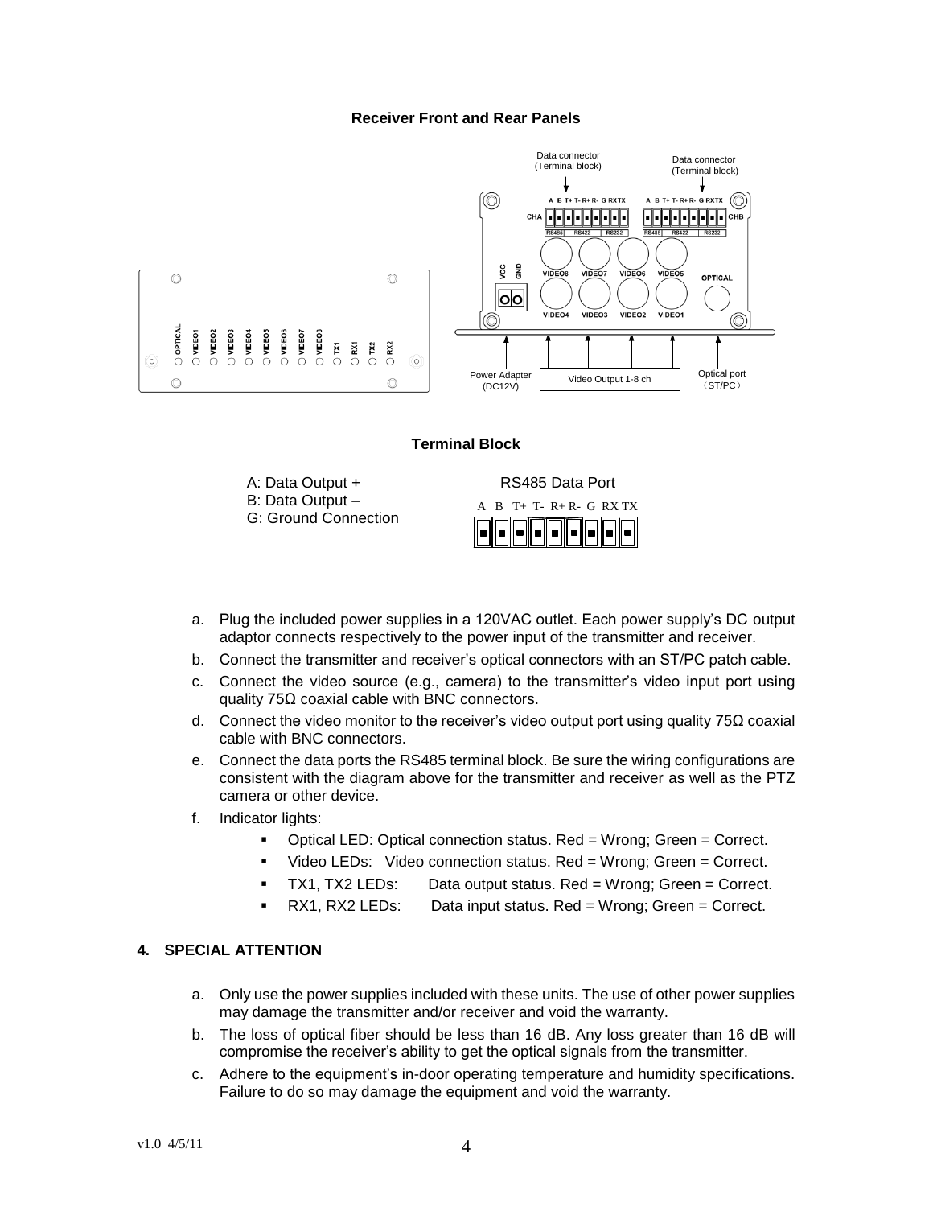**Receiver Front and Rear Panels**

**Terminal Block**

A: Data Output +
B: Data Output –
G: Ground Connection

RS485 Data Port

A B T+ T- R+ R- G RX TX

a. Plug the included power supplies in a 120VAC outlet. Each power supply's DC output adaptor connects respectively to the power input of the transmitter and receiver.
b. Connect the transmitter and receiver's optical connectors with an ST/PC patch cable.
c. Connect the video source (e.g., camera) to the transmitter's video input port using quality 75Ω coaxial cable with BNC connectors.
d. Connect the video monitor to the receiver's video output port using quality 75Ω coaxial cable with BNC connectors.
e. Connect the data ports the RS485 terminal block. Be sure the wiring configurations are consistent with the diagram above for the transmitter and receiver as well as the PTZ camera or other device.
f. Indicator lights:
   - Optical LED: Optical connection status. Red = Wrong; Green = Correct.
   - Video LEDs: Video connection status. Red = Wrong; Green = Correct.
   - TX1, TX2 LEDs: Data output status. Red = Wrong; Green = Correct.
   - RX1, RX2 LEDs: Data input status. Red = Wrong; Green = Correct.

## 4. SPECIAL ATTENTION

a. Only use the power supplies included with these units. The use of other power supplies may damage the transmitter and/or receiver and void the warranty.
b. The loss of optical fiber should be less than 16 dB. Any loss greater than 16 dB will compromise the receiver's ability to get the optical signals from the transmitter.
c. Adhere to the equipment's in-door operating temperature and humidity specifications. Failure to do so may damage the equipment and void the warranty.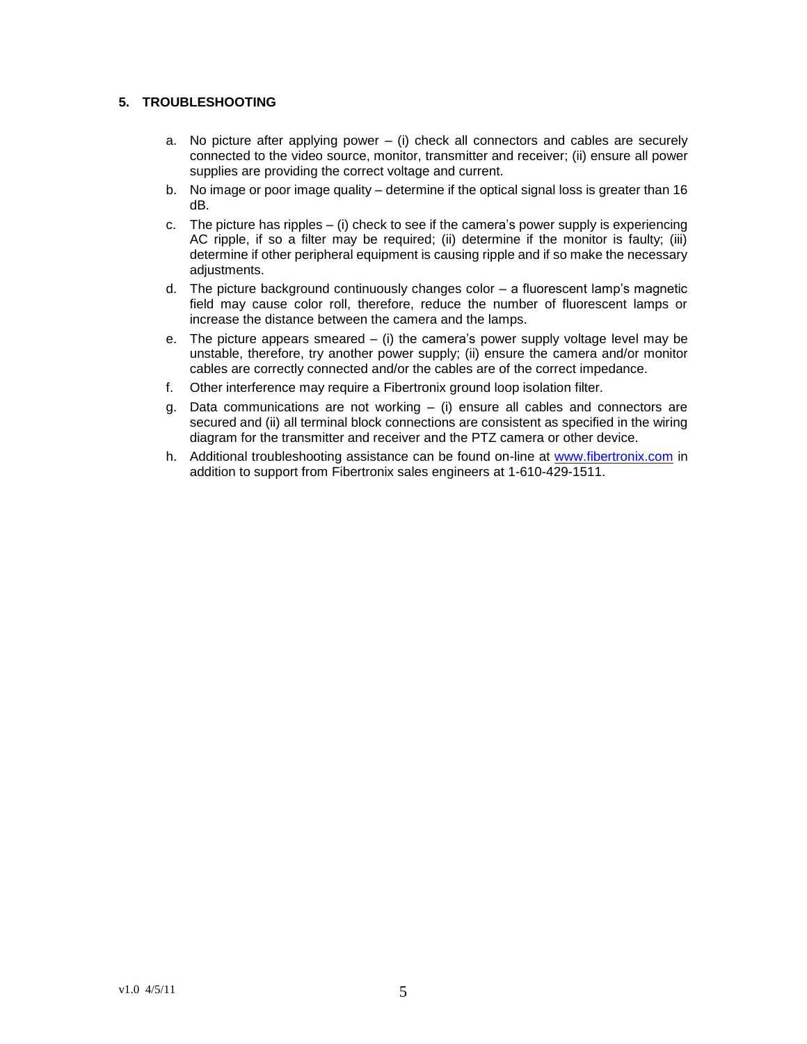## 5. TROUBLESHOOTING

a. No picture after applying power – (i) check all connectors and cables are securely connected to the video source, monitor, transmitter and receiver; (ii) ensure all power supplies are providing the correct voltage and current.

b. No image or poor image quality – determine if the optical signal loss is greater than 16 dB.

c. The picture has ripples – (i) check to see if the camera's power supply is experiencing AC ripple, if so a filter may be required; (ii) determine if the monitor is faulty; (iii) determine if other peripheral equipment is causing ripple and if so make the necessary adjustments.

d. The picture background continuously changes color – a fluorescent lamp's magnetic field may cause color roll, therefore, reduce the number of fluorescent lamps or increase the distance between the camera and the lamps.

e. The picture appears smeared – (i) the camera's power supply voltage level may be unstable, therefore, try another power supply; (ii) ensure the camera and/or monitor cables are correctly connected and/or the cables are of the correct impedance.

f. Other interference may require a Fibertronix ground loop isolation filter.

g. Data communications are not working – (i) ensure all cables and connectors are secured and (ii) all terminal block connections are consistent as specified in the wiring diagram for the transmitter and receiver and the PTZ camera or other device.

h. Additional troubleshooting assistance can be found on-line at [www.fibertronix.com](http://www.fibertronix.com) in addition to support from Fibertronix sales engineers at 1-610-429-1511.